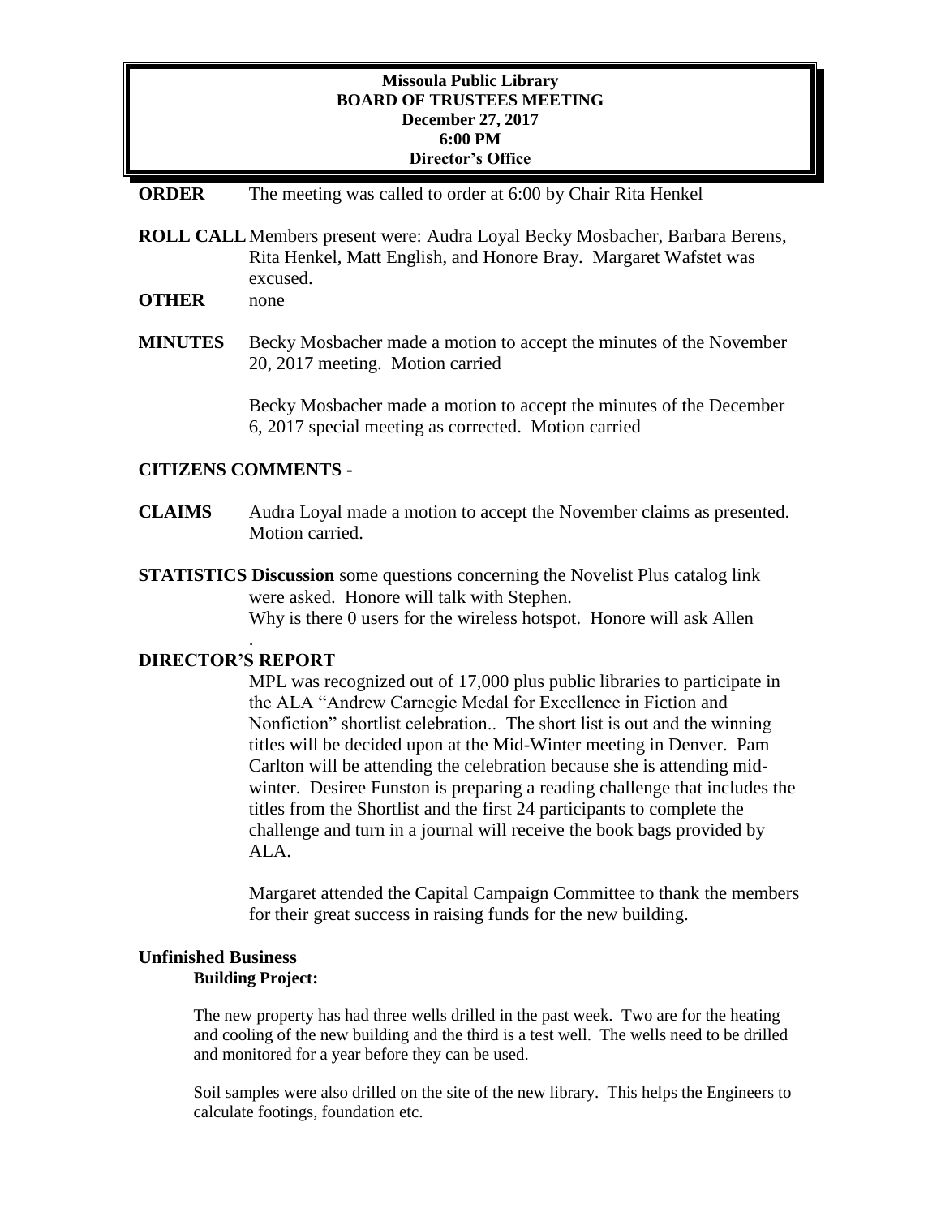**Missoula Public Library**
**BOARD OF TRUSTEES MEETING**
**December 27, 2017**
**6:00 PM**
**Director's Office**

**ORDER** The meeting was called to order at 6:00 by Chair Rita Henkel

**ROLL CALL** Members present were: Audra Loyal Becky Mosbacher, Barbara Berens, Rita Henkel, Matt English, and Honore Bray. Margaret Wafstet was excused.

**OTHER** none

**MINUTES** Becky Mosbacher made a motion to accept the minutes of the November 20, 2017 meeting. Motion carried

Becky Mosbacher made a motion to accept the minutes of the December 6, 2017 special meeting as corrected. Motion carried

**CITIZENS COMMENTS -**

**CLAIMS** Audra Loyal made a motion to accept the November claims as presented. Motion carried.

**STATISTICS Discussion** some questions concerning the Novelist Plus catalog link were asked. Honore will talk with Stephen.
Why is there 0 users for the wireless hotspot. Honore will ask Allen
.

**DIRECTOR'S REPORT**

MPL was recognized out of 17,000 plus public libraries to participate in the ALA "Andrew Carnegie Medal for Excellence in Fiction and Nonfiction" shortlist celebration.. The short list is out and the winning titles will be decided upon at the Mid-Winter meeting in Denver. Pam Carlton will be attending the celebration because she is attending mid-winter. Desiree Funston is preparing a reading challenge that includes the titles from the Shortlist and the first 24 participants to complete the challenge and turn in a journal will receive the book bags provided by ALA.

Margaret attended the Capital Campaign Committee to thank the members for their great success in raising funds for the new building.

**Unfinished Business**

**Building Project:**

The new property has had three wells drilled in the past week. Two are for the heating and cooling of the new building and the third is a test well. The wells need to be drilled and monitored for a year before they can be used.

Soil samples were also drilled on the site of the new library. This helps the Engineers to calculate footings, foundation etc.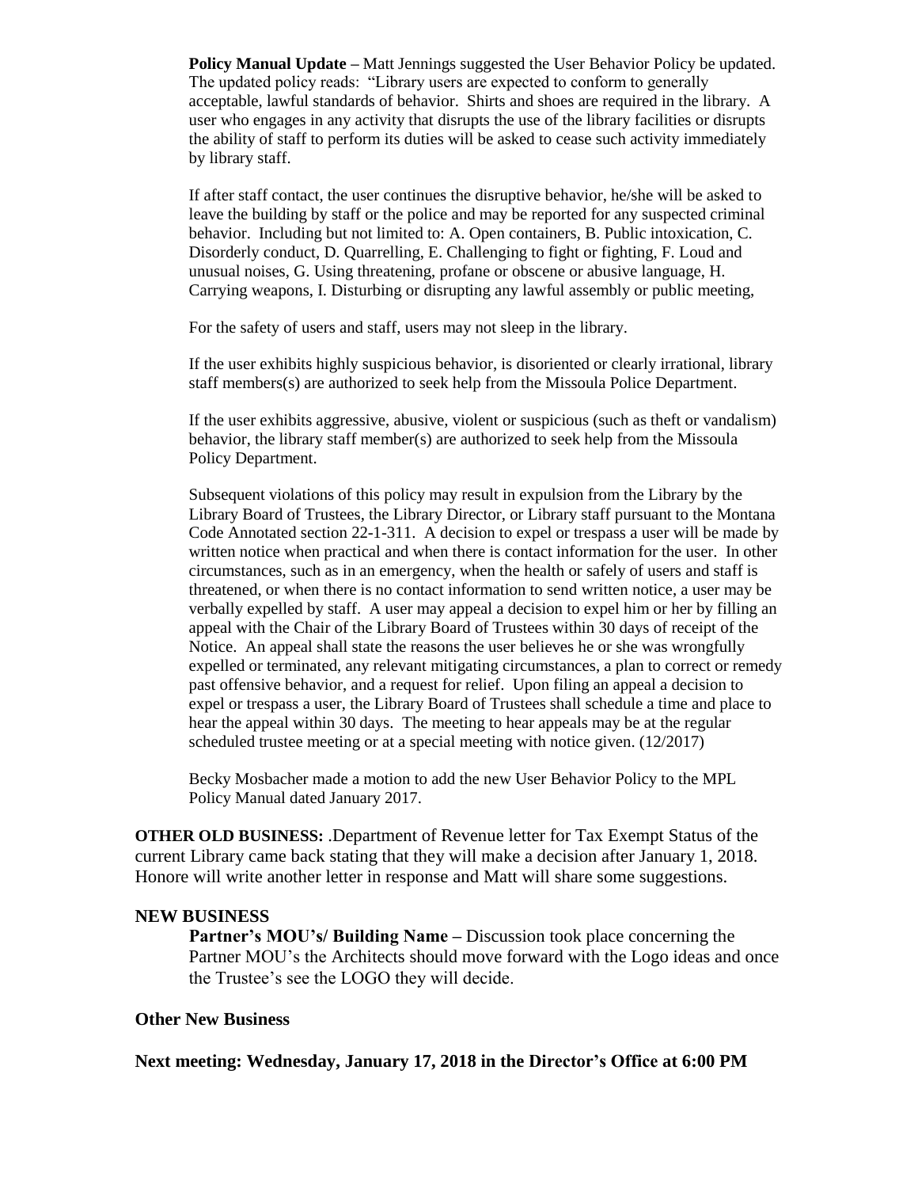**Policy Manual Update –** Matt Jennings suggested the User Behavior Policy be updated. The updated policy reads: "Library users are expected to conform to generally acceptable, lawful standards of behavior. Shirts and shoes are required in the library. A user who engages in any activity that disrupts the use of the library facilities or disrupts the ability of staff to perform its duties will be asked to cease such activity immediately by library staff.

If after staff contact, the user continues the disruptive behavior, he/she will be asked to leave the building by staff or the police and may be reported for any suspected criminal behavior. Including but not limited to: A. Open containers, B. Public intoxication, C. Disorderly conduct, D. Quarrelling, E. Challenging to fight or fighting, F. Loud and unusual noises, G. Using threatening, profane or obscene or abusive language, H. Carrying weapons, I. Disturbing or disrupting any lawful assembly or public meeting,

For the safety of users and staff, users may not sleep in the library.

If the user exhibits highly suspicious behavior, is disoriented or clearly irrational, library staff members(s) are authorized to seek help from the Missoula Police Department.

If the user exhibits aggressive, abusive, violent or suspicious (such as theft or vandalism) behavior, the library staff member(s) are authorized to seek help from the Missoula Policy Department.

Subsequent violations of this policy may result in expulsion from the Library by the Library Board of Trustees, the Library Director, or Library staff pursuant to the Montana Code Annotated section 22-1-311. A decision to expel or trespass a user will be made by written notice when practical and when there is contact information for the user. In other circumstances, such as in an emergency, when the health or safely of users and staff is threatened, or when there is no contact information to send written notice, a user may be verbally expelled by staff. A user may appeal a decision to expel him or her by filling an appeal with the Chair of the Library Board of Trustees within 30 days of receipt of the Notice. An appeal shall state the reasons the user believes he or she was wrongfully expelled or terminated, any relevant mitigating circumstances, a plan to correct or remedy past offensive behavior, and a request for relief. Upon filing an appeal a decision to expel or trespass a user, the Library Board of Trustees shall schedule a time and place to hear the appeal within 30 days. The meeting to hear appeals may be at the regular scheduled trustee meeting or at a special meeting with notice given. (12/2017)

Becky Mosbacher made a motion to add the new User Behavior Policy to the MPL Policy Manual dated January 2017.

**OTHER OLD BUSINESS:** .Department of Revenue letter for Tax Exempt Status of the current Library came back stating that they will make a decision after January 1, 2018. Honore will write another letter in response and Matt will share some suggestions.

**NEW BUSINESS**

**Partner's MOU's/ Building Name –** Discussion took place concerning the Partner MOU's the Architects should move forward with the Logo ideas and once the Trustee's see the LOGO they will decide.

**Other New Business**

**Next meeting: Wednesday, January 17, 2018 in the Director's Office at 6:00 PM**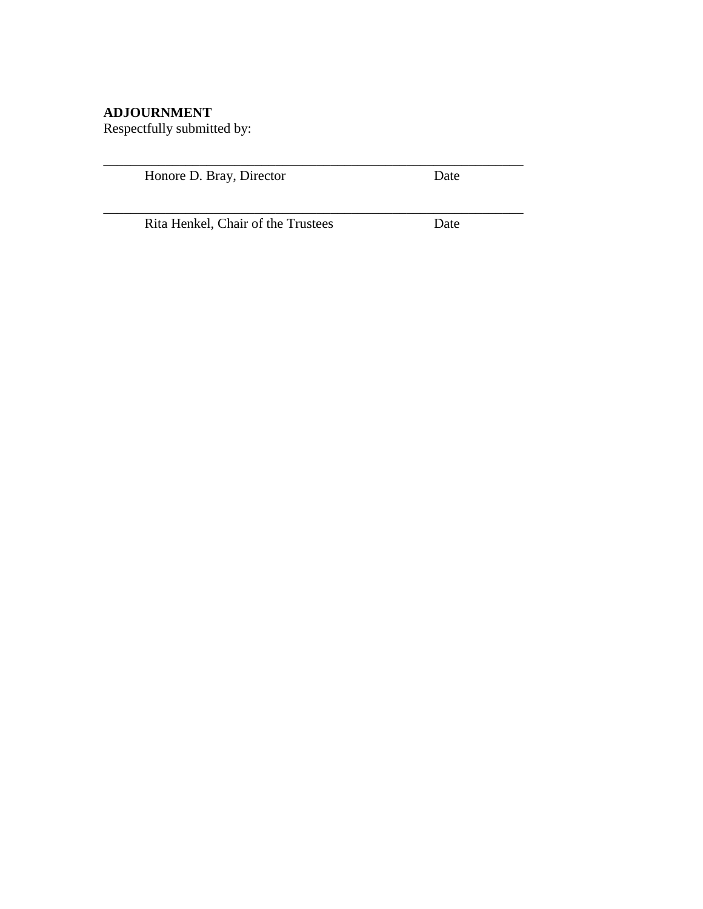**ADJOURNMENT**

Respectfully submitted by:

\_\_\_\_\_\_\_\_\_\_\_\_\_\_\_\_\_\_\_\_\_\_\_\_\_\_\_\_\_\_\_\_\_\_\_\_\_\_\_\_\_\_\_\_\_\_\_\_\_\_\_\_\_\_\_\_\_\_\_\_

Honore D. Bray, Director Date

\_\_\_\_\_\_\_\_\_\_\_\_\_\_\_\_\_\_\_\_\_\_\_\_\_\_\_\_\_\_\_\_\_\_\_\_\_\_\_\_\_\_\_\_\_\_\_\_\_\_\_\_\_\_\_\_\_\_\_\_

Rita Henkel, Chair of the Trustees Date